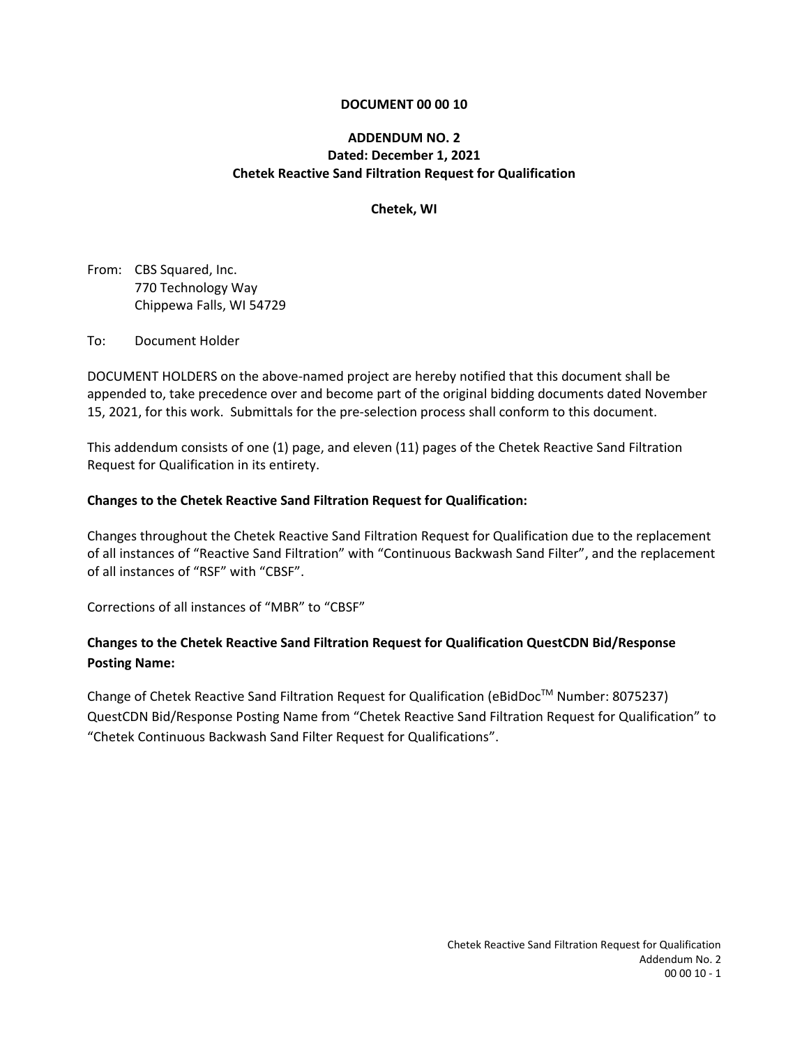**DOCUMENT 00 00 10**

**ADDENDUM NO. 2**
**Dated: December 1, 2021**
**Chetek Reactive Sand Filtration Request for Qualification**

**Chetek, WI**

From: CBS Squared, Inc.
770 Technology Way
Chippewa Falls, WI 54729

To: Document Holder

DOCUMENT HOLDERS on the above-named project are hereby notified that this document shall be appended to, take precedence over and become part of the original bidding documents dated November 15, 2021, for this work. Submittals for the pre-selection process shall conform to this document.

This addendum consists of one (1) page, and eleven (11) pages of the Chetek Reactive Sand Filtration Request for Qualification in its entirety.

**Changes to the Chetek Reactive Sand Filtration Request for Qualification:**

Changes throughout the Chetek Reactive Sand Filtration Request for Qualification due to the replacement of all instances of "Reactive Sand Filtration" with "Continuous Backwash Sand Filter", and the replacement of all instances of "RSF" with "CBSF".

Corrections of all instances of "MBR" to "CBSF"

**Changes to the Chetek Reactive Sand Filtration Request for Qualification QuestCDN Bid/Response Posting Name:**

Change of Chetek Reactive Sand Filtration Request for Qualification (eBidDoc™ Number: 8075237) QuestCDN Bid/Response Posting Name from "Chetek Reactive Sand Filtration Request for Qualification" to "Chetek Continuous Backwash Sand Filter Request for Qualifications".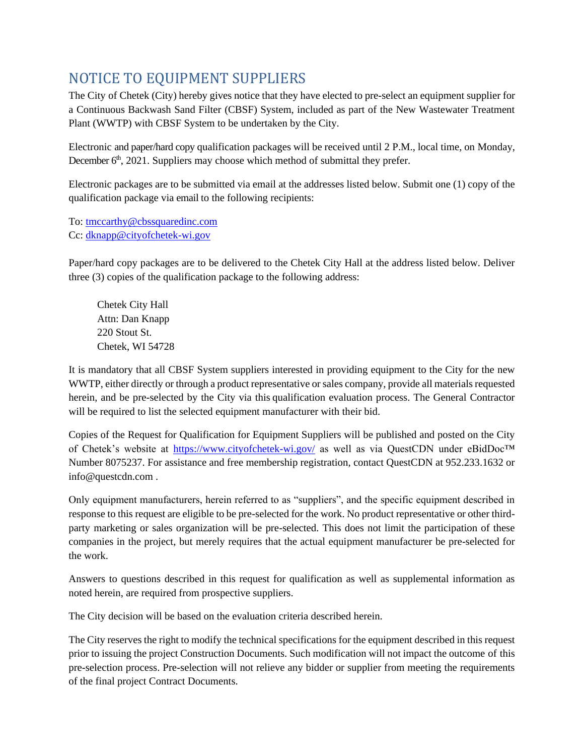# NOTICE TO EQUIPMENT SUPPLIERS

The City of Chetek (City) hereby gives notice that they have elected to pre-select an equipment supplier for a Continuous Backwash Sand Filter (CBSF) System, included as part of the New Wastewater Treatment Plant (WWTP) with CBSF System to be undertaken by the City.

Electronic and paper/hard copy qualification packages will be received until 2 P.M., local time, on Monday, December 6th, 2021. Suppliers may choose which method of submittal they prefer.

Electronic packages are to be submitted via email at the addresses listed below. Submit one (1) copy of the qualification package via email to the following recipients:

To: tmccarthy@cbssquaredinc.com
Cc: dknapp@cityofchetek-wi.gov

Paper/hard copy packages are to be delivered to the Chetek City Hall at the address listed below. Deliver three (3) copies of the qualification package to the following address:

Chetek City Hall
Attn: Dan Knapp
220 Stout St.
Chetek, WI 54728

It is mandatory that all CBSF System suppliers interested in providing equipment to the City for the new WWTP, either directly or through a product representative or sales company, provide all materials requested herein, and be pre-selected by the City via this qualification evaluation process. The General Contractor will be required to list the selected equipment manufacturer with their bid.

Copies of the Request for Qualification for Equipment Suppliers will be published and posted on the City of Chetek's website at https://www.cityofchetek-wi.gov/ as well as via QuestCDN under eBidDoc™ Number 8075237. For assistance and free membership registration, contact QuestCDN at 952.233.1632 or info@questcdn.com .

Only equipment manufacturers, herein referred to as "suppliers", and the specific equipment described in response to this request are eligible to be pre-selected for the work. No product representative or other third-party marketing or sales organization will be pre-selected. This does not limit the participation of these companies in the project, but merely requires that the actual equipment manufacturer be pre-selected for the work.

Answers to questions described in this request for qualification as well as supplemental information as noted herein, are required from prospective suppliers.

The City decision will be based on the evaluation criteria described herein.

The City reserves the right to modify the technical specifications for the equipment described in this request prior to issuing the project Construction Documents. Such modification will not impact the outcome of this pre-selection process. Pre-selection will not relieve any bidder or supplier from meeting the requirements of the final project Contract Documents.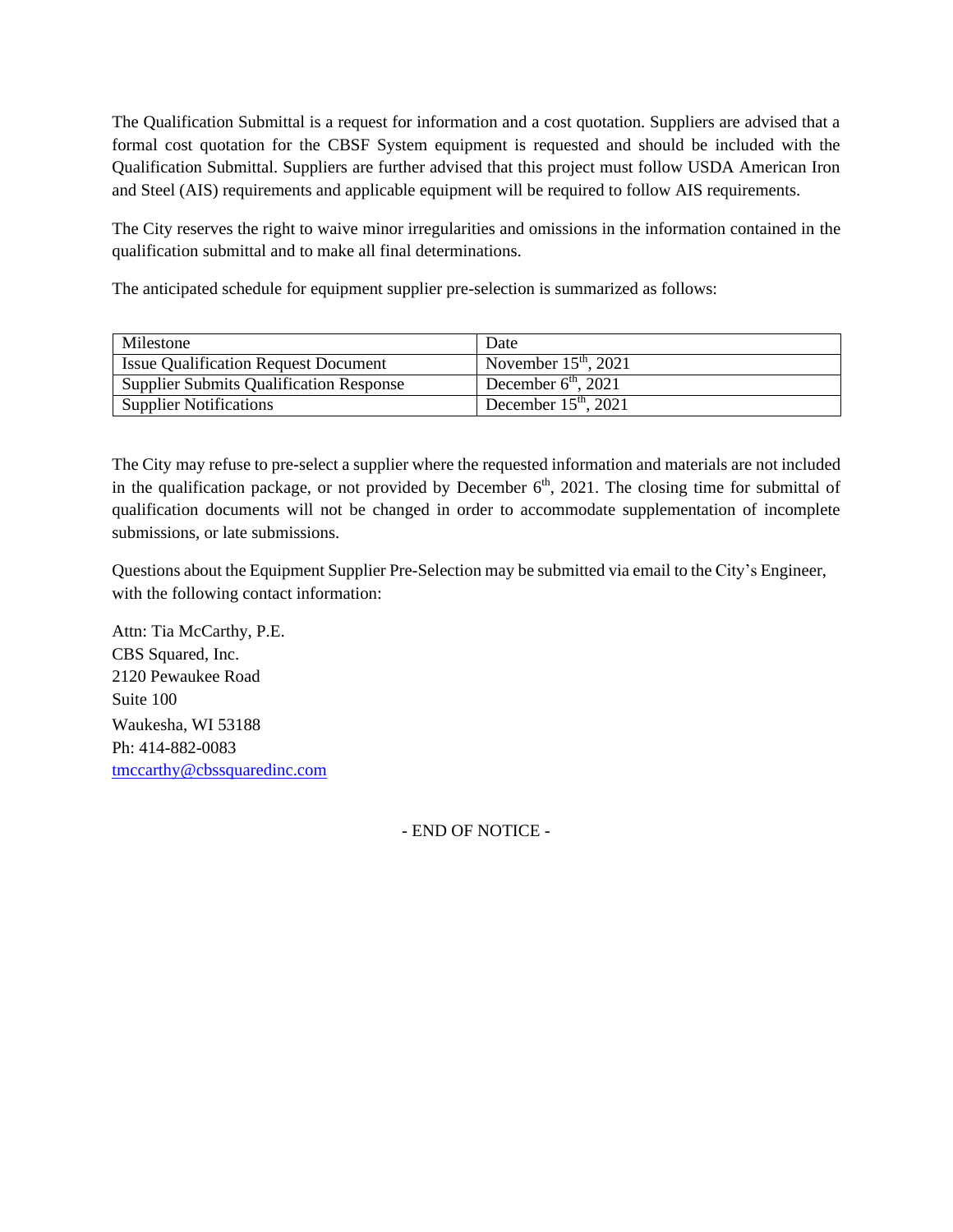The Qualification Submittal is a request for information and a cost quotation. Suppliers are advised that a formal cost quotation for the CBSF System equipment is requested and should be included with the Qualification Submittal. Suppliers are further advised that this project must follow USDA American Iron and Steel (AIS) requirements and applicable equipment will be required to follow AIS requirements.

The City reserves the right to waive minor irregularities and omissions in the information contained in the qualification submittal and to make all final determinations.

The anticipated schedule for equipment supplier pre-selection is summarized as follows:

| Milestone | Date |
|---|---|
| Issue Qualification Request Document | November 15th, 2021 |
| Supplier Submits Qualification Response | December 6th, 2021 |
| Supplier Notifications | December 15th, 2021 |

The City may refuse to pre-select a supplier where the requested information and materials are not included in the qualification package, or not provided by December 6th, 2021. The closing time for submittal of qualification documents will not be changed in order to accommodate supplementation of incomplete submissions, or late submissions.

Questions about the Equipment Supplier Pre-Selection may be submitted via email to the City's Engineer, with the following contact information:

Attn: Tia McCarthy, P.E.
CBS Squared, Inc.
2120 Pewaukee Road
Suite 100
Waukesha, WI 53188
Ph: 414-882-0083
tmccarthy@cbssquaredinc.com

- END OF NOTICE -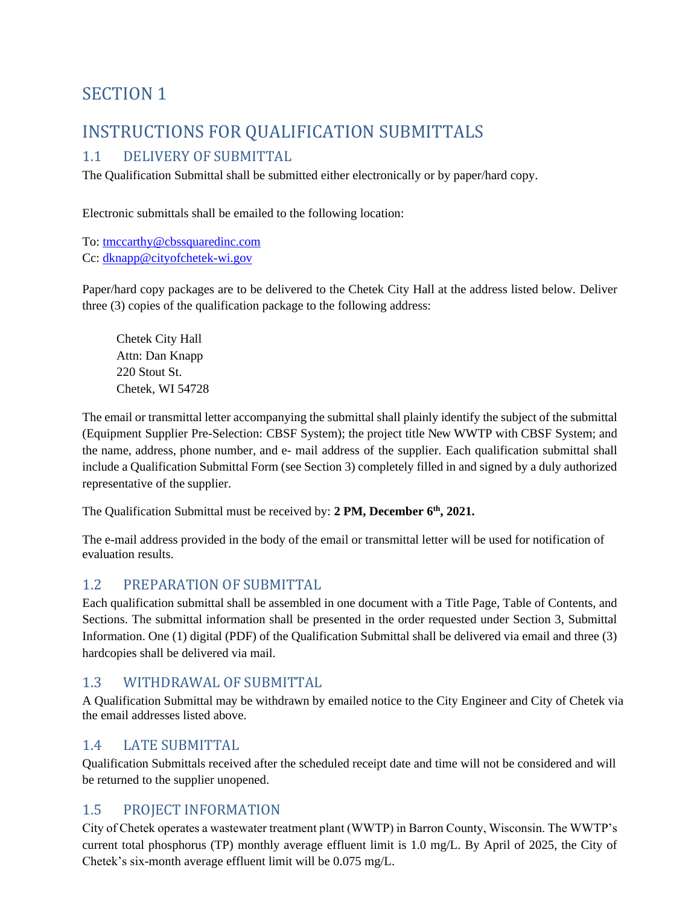# SECTION 1

# INSTRUCTIONS FOR QUALIFICATION SUBMITTALS

## 1.1 DELIVERY OF SUBMITTAL

The Qualification Submittal shall be submitted either electronically or by paper/hard copy.

Electronic submittals shall be emailed to the following location:

To: tmccarthy@cbssquaredinc.com
Cc: dknapp@cityofchetek-wi.gov

Paper/hard copy packages are to be delivered to the Chetek City Hall at the address listed below. Deliver three (3) copies of the qualification package to the following address:

Chetek City Hall
Attn: Dan Knapp
220 Stout St.
Chetek, WI 54728

The email or transmittal letter accompanying the submittal shall plainly identify the subject of the submittal (Equipment Supplier Pre-Selection: CBSF System); the project title New WWTP with CBSF System; and the name, address, phone number, and e- mail address of the supplier. Each qualification submittal shall include a Qualification Submittal Form (see Section 3) completely filled in and signed by a duly authorized representative of the supplier.

The Qualification Submittal must be received by: **2 PM, December 6th, 2021.**

The e-mail address provided in the body of the email or transmittal letter will be used for notification of evaluation results.

## 1.2 PREPARATION OF SUBMITTAL

Each qualification submittal shall be assembled in one document with a Title Page, Table of Contents, and Sections. The submittal information shall be presented in the order requested under Section 3, Submittal Information. One (1) digital (PDF) of the Qualification Submittal shall be delivered via email and three (3) hardcopies shall be delivered via mail.

## 1.3 WITHDRAWAL OF SUBMITTAL

A Qualification Submittal may be withdrawn by emailed notice to the City Engineer and City of Chetek via the email addresses listed above.

## 1.4 LATE SUBMITTAL

Qualification Submittals received after the scheduled receipt date and time will not be considered and will be returned to the supplier unopened.

## 1.5 PROJECT INFORMATION

City of Chetek operates a wastewater treatment plant (WWTP) in Barron County, Wisconsin. The WWTP's current total phosphorus (TP) monthly average effluent limit is 1.0 mg/L. By April of 2025, the City of Chetek's six-month average effluent limit will be 0.075 mg/L.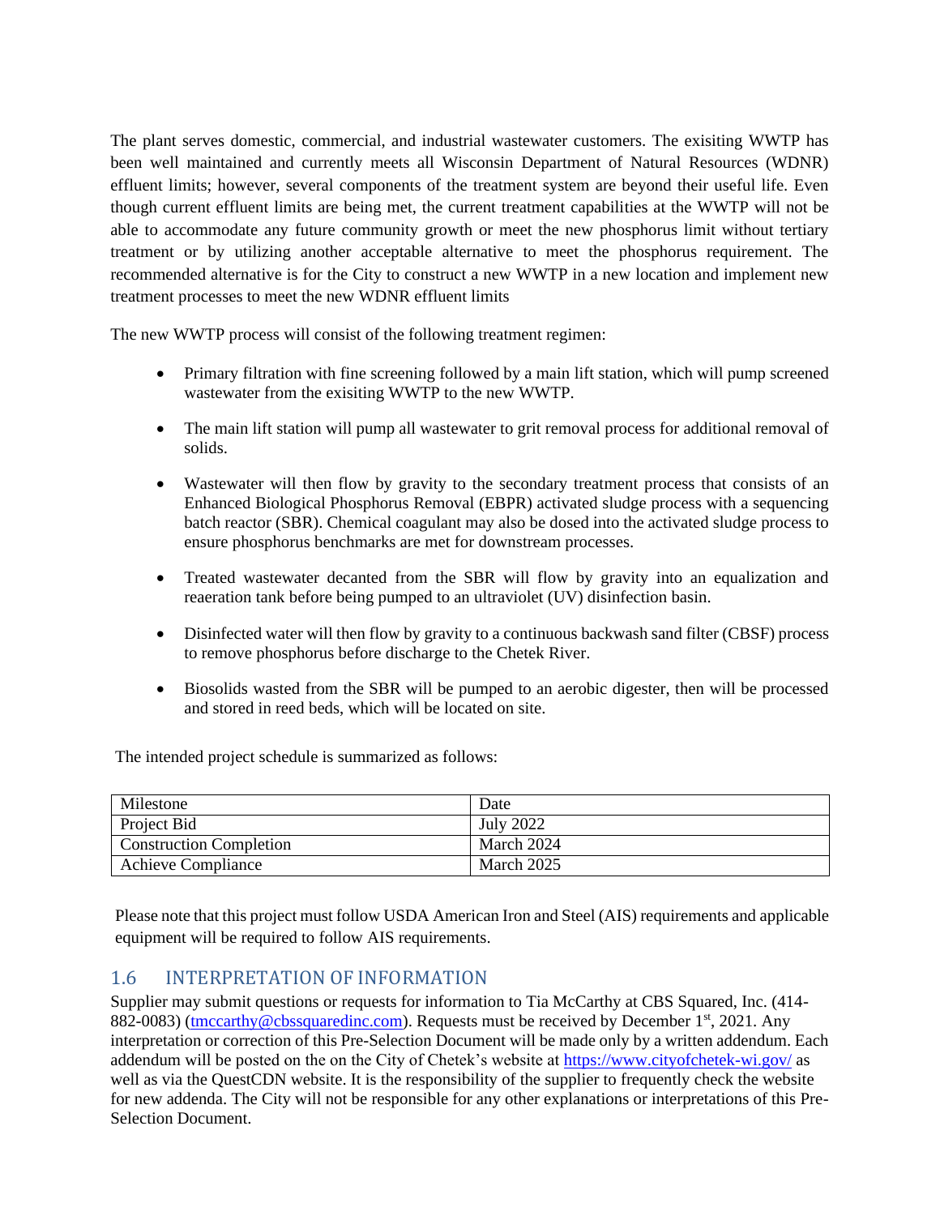The plant serves domestic, commercial, and industrial wastewater customers. The exisiting WWTP has been well maintained and currently meets all Wisconsin Department of Natural Resources (WDNR) effluent limits; however, several components of the treatment system are beyond their useful life. Even though current effluent limits are being met, the current treatment capabilities at the WWTP will not be able to accommodate any future community growth or meet the new phosphorus limit without tertiary treatment or by utilizing another acceptable alternative to meet the phosphorus requirement. The recommended alternative is for the City to construct a new WWTP in a new location and implement new treatment processes to meet the new WDNR effluent limits

The new WWTP process will consist of the following treatment regimen:

- Primary filtration with fine screening followed by a main lift station, which will pump screened wastewater from the exisiting WWTP to the new WWTP.
- The main lift station will pump all wastewater to grit removal process for additional removal of solids.
- Wastewater will then flow by gravity to the secondary treatment process that consists of an Enhanced Biological Phosphorus Removal (EBPR) activated sludge process with a sequencing batch reactor (SBR). Chemical coagulant may also be dosed into the activated sludge process to ensure phosphorus benchmarks are met for downstream processes.
- Treated wastewater decanted from the SBR will flow by gravity into an equalization and reaeration tank before being pumped to an ultraviolet (UV) disinfection basin.
- Disinfected water will then flow by gravity to a continuous backwash sand filter (CBSF) process to remove phosphorus before discharge to the Chetek River.
- Biosolids wasted from the SBR will be pumped to an aerobic digester, then will be processed and stored in reed beds, which will be located on site.

The intended project schedule is summarized as follows:

| Milestone | Date |
|---|---|
| Project Bid | July 2022 |
| Construction Completion | March 2024 |
| Achieve Compliance | March 2025 |

Please note that this project must follow USDA American Iron and Steel (AIS) requirements and applicable equipment will be required to follow AIS requirements.

## 1.6 INTERPRETATION OF INFORMATION

Supplier may submit questions or requests for information to Tia McCarthy at CBS Squared, Inc. (414-882-0083) (tmccarthy@cbssquaredinc.com). Requests must be received by December 1st, 2021. Any interpretation or correction of this Pre-Selection Document will be made only by a written addendum. Each addendum will be posted on the on the City of Chetek's website at https://www.cityofchetek-wi.gov/ as well as via the QuestCDN website. It is the responsibility of the supplier to frequently check the website for new addenda. The City will not be responsible for any other explanations or interpretations of this Pre-Selection Document.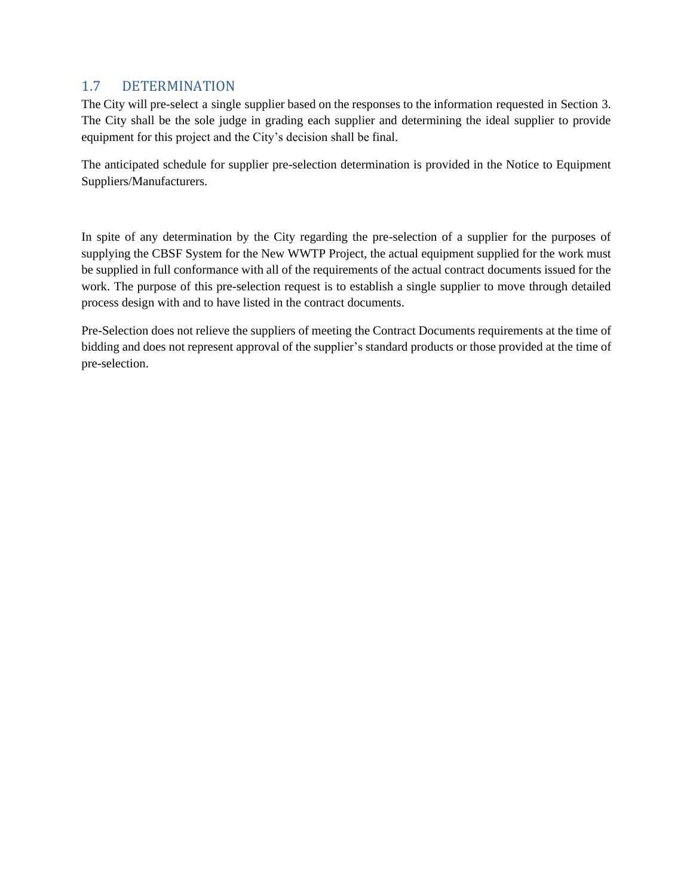## 1.7 DETERMINATION

The City will pre-select a single supplier based on the responses to the information requested in Section 3. The City shall be the sole judge in grading each supplier and determining the ideal supplier to provide equipment for this project and the City's decision shall be final.

The anticipated schedule for supplier pre-selection determination is provided in the Notice to Equipment Suppliers/Manufacturers.

In spite of any determination by the City regarding the pre-selection of a supplier for the purposes of supplying the CBSF System for the New WWTP Project, the actual equipment supplied for the work must be supplied in full conformance with all of the requirements of the actual contract documents issued for the work. The purpose of this pre-selection request is to establish a single supplier to move through detailed process design with and to have listed in the contract documents.

Pre-Selection does not relieve the suppliers of meeting the Contract Documents requirements at the time of bidding and does not represent approval of the supplier's standard products or those provided at the time of pre-selection.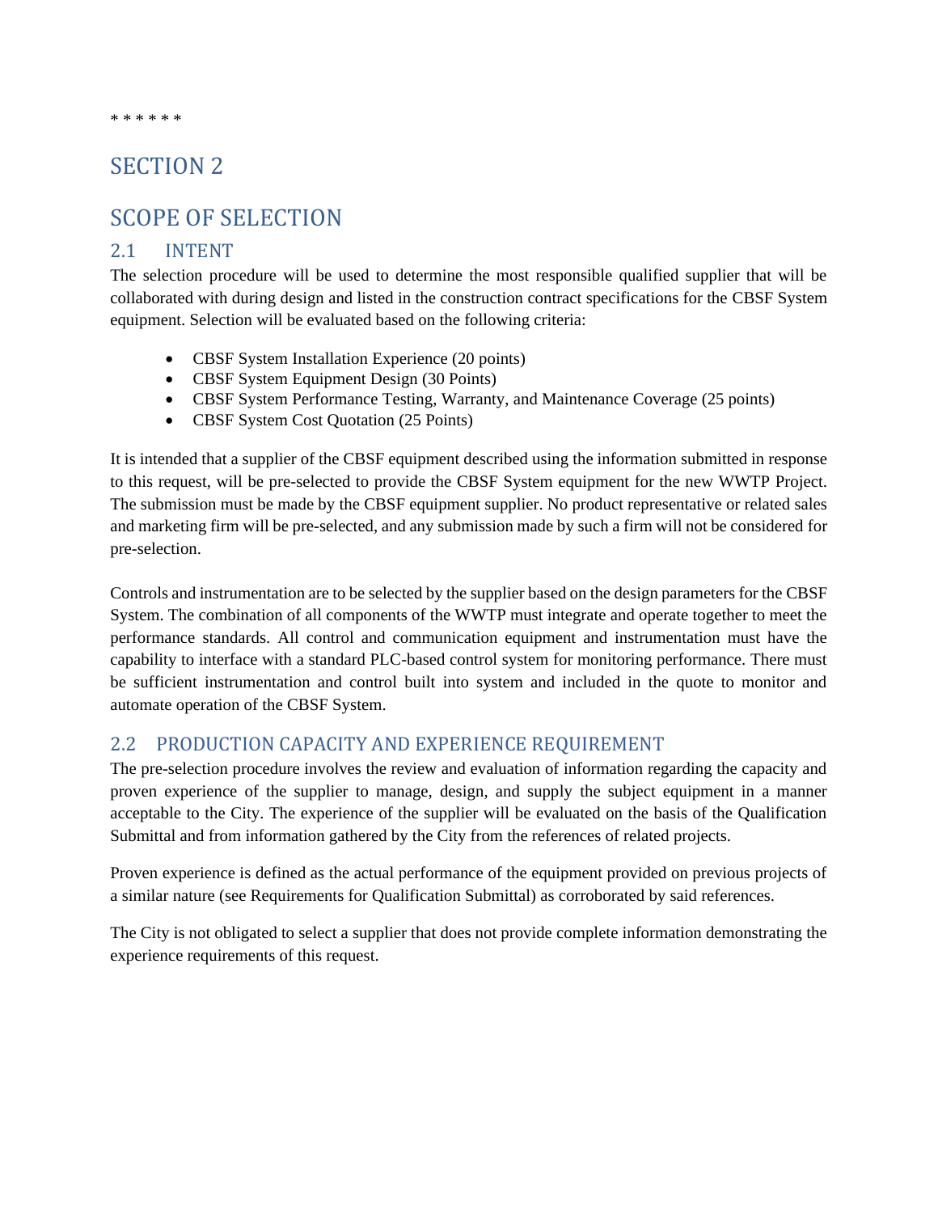* * * * * *

# SECTION 2

# SCOPE OF SELECTION

## 2.1 INTENT

The selection procedure will be used to determine the most responsible qualified supplier that will be collaborated with during design and listed in the construction contract specifications for the CBSF System equipment. Selection will be evaluated based on the following criteria:

- CBSF System Installation Experience (20 points)
- CBSF System Equipment Design (30 Points)
- CBSF System Performance Testing, Warranty, and Maintenance Coverage (25 points)
- CBSF System Cost Quotation (25 Points)

It is intended that a supplier of the CBSF equipment described using the information submitted in response to this request, will be pre-selected to provide the CBSF System equipment for the new WWTP Project. The submission must be made by the CBSF equipment supplier. No product representative or related sales and marketing firm will be pre-selected, and any submission made by such a firm will not be considered for pre-selection.

Controls and instrumentation are to be selected by the supplier based on the design parameters for the CBSF System. The combination of all components of the WWTP must integrate and operate together to meet the performance standards. All control and communication equipment and instrumentation must have the capability to interface with a standard PLC-based control system for monitoring performance. There must be sufficient instrumentation and control built into system and included in the quote to monitor and automate operation of the CBSF System.

## 2.2 PRODUCTION CAPACITY AND EXPERIENCE REQUIREMENT

The pre-selection procedure involves the review and evaluation of information regarding the capacity and proven experience of the supplier to manage, design, and supply the subject equipment in a manner acceptable to the City. The experience of the supplier will be evaluated on the basis of the Qualification Submittal and from information gathered by the City from the references of related projects.

Proven experience is defined as the actual performance of the equipment provided on previous projects of a similar nature (see Requirements for Qualification Submittal) as corroborated by said references.

The City is not obligated to select a supplier that does not provide complete information demonstrating the experience requirements of this request.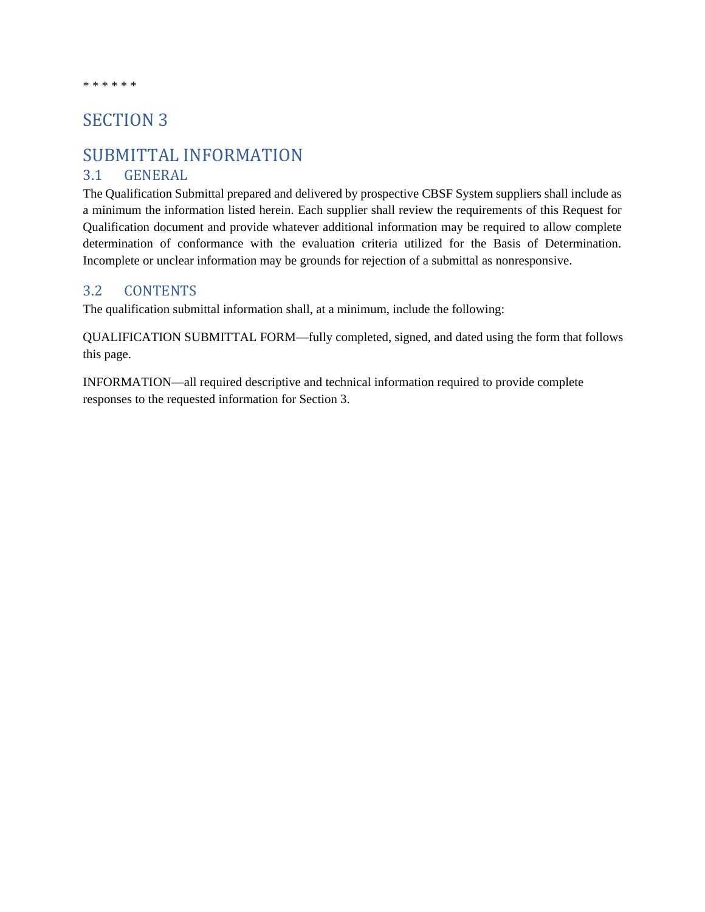* * * * * *

# SECTION 3

# SUBMITTAL INFORMATION

## 3.1 GENERAL

The Qualification Submittal prepared and delivered by prospective CBSF System suppliers shall include as a minimum the information listed herein. Each supplier shall review the requirements of this Request for Qualification document and provide whatever additional information may be required to allow complete determination of conformance with the evaluation criteria utilized for the Basis of Determination. Incomplete or unclear information may be grounds for rejection of a submittal as nonresponsive.

## 3.2 CONTENTS

The qualification submittal information shall, at a minimum, include the following:

QUALIFICATION SUBMITTAL FORM—fully completed, signed, and dated using the form that follows this page.

INFORMATION—all required descriptive and technical information required to provide complete responses to the requested information for Section 3.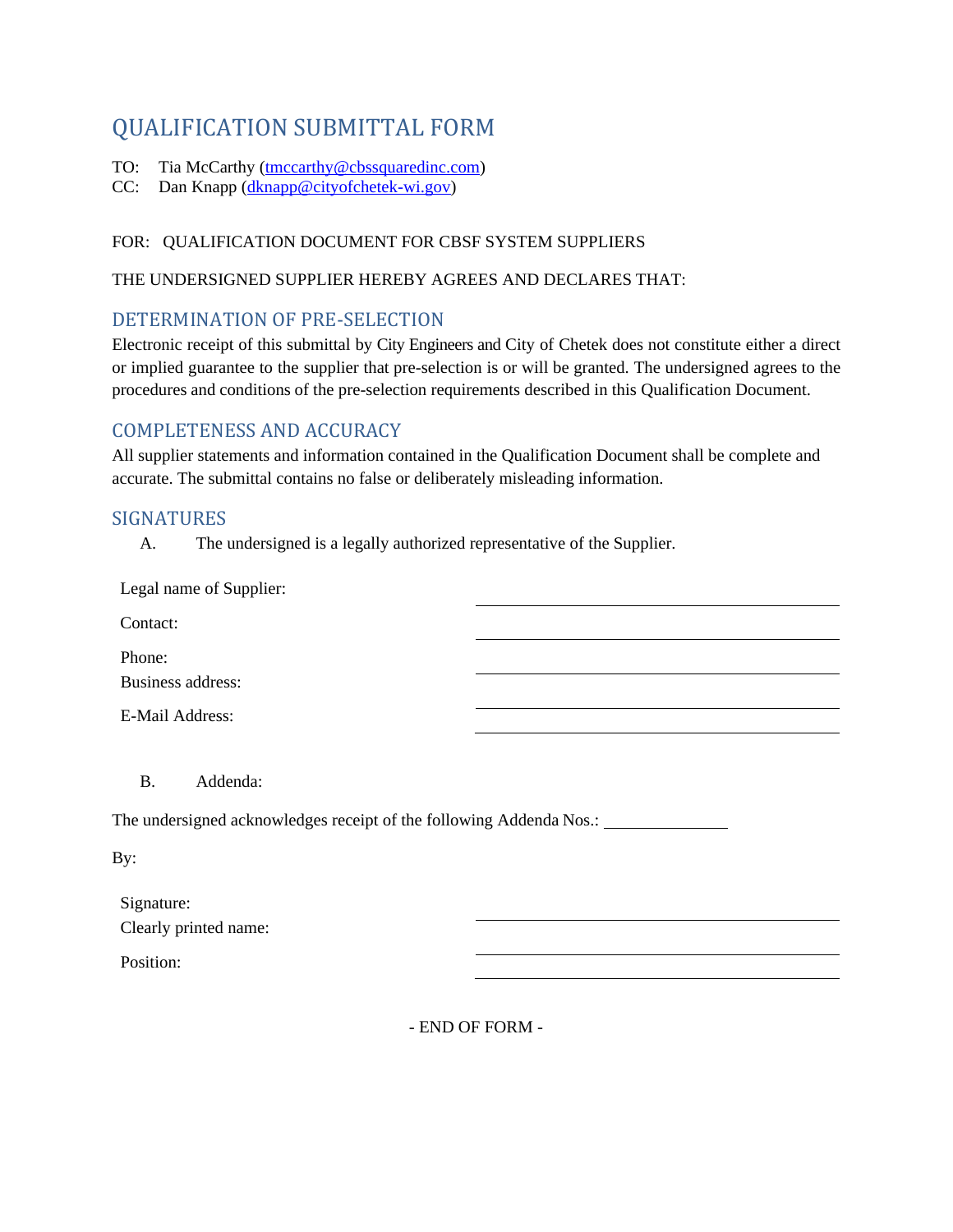# QUALIFICATION SUBMITTAL FORM

TO: Tia McCarthy (tmccarthy@cbssquaredinc.com)
CC: Dan Knapp (dknapp@cityofchetek-wi.gov)

FOR: QUALIFICATION DOCUMENT FOR CBSF SYSTEM SUPPLIERS

THE UNDERSIGNED SUPPLIER HEREBY AGREES AND DECLARES THAT:

## DETERMINATION OF PRE-SELECTION

Electronic receipt of this submittal by City Engineers and City of Chetek does not constitute either a direct or implied guarantee to the supplier that pre-selection is or will be granted. The undersigned agrees to the procedures and conditions of the pre-selection requirements described in this Qualification Document.

## COMPLETENESS AND ACCURACY

All supplier statements and information contained in the Qualification Document shall be complete and accurate. The submittal contains no false or deliberately misleading information.

## SIGNATURES

A. The undersigned is a legally authorized representative of the Supplier.

Legal name of Supplier: ______________________________

Contact: ______________________________

Phone: ______________________________

Business address: ______________________________

E-Mail Address: ______________________________

B. Addenda:

The undersigned acknowledges receipt of the following Addenda Nos.: ______________

By:

Signature: ______________________________

Clearly printed name: ______________________________

Position: ______________________________

- END OF FORM -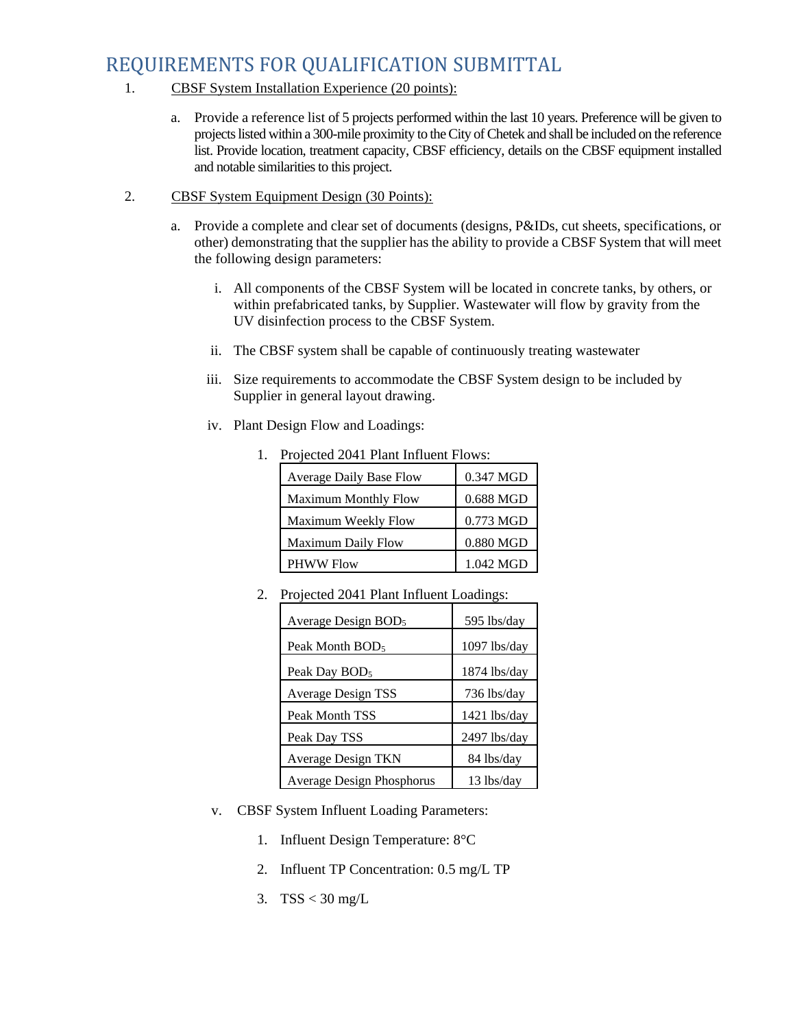## REQUIREMENTS FOR QUALIFICATION SUBMITTAL

1. CBSF System Installation Experience (20 points):

   a. Provide a reference list of 5 projects performed within the last 10 years. Preference will be given to projects listed within a 300-mile proximity to the City of Chetek and shall be included on the reference list. Provide location, treatment capacity, CBSF efficiency, details on the CBSF equipment installed and notable similarities to this project.

2. CBSF System Equipment Design (30 Points):

   a. Provide a complete and clear set of documents (designs, P&IDs, cut sheets, specifications, or other) demonstrating that the supplier has the ability to provide a CBSF System that will meet the following design parameters:

      i. All components of the CBSF System will be located in concrete tanks, by others, or within prefabricated tanks, by Supplier. Wastewater will flow by gravity from the UV disinfection process to the CBSF System.

      ii. The CBSF system shall be capable of continuously treating wastewater

      iii. Size requirements to accommodate the CBSF System design to be included by Supplier in general layout drawing.

      iv. Plant Design Flow and Loadings:

         1. Projected 2041 Plant Influent Flows:

| | |
|---|---|
| Average Daily Base Flow | 0.347 MGD |
| Maximum Monthly Flow | 0.688 MGD |
| Maximum Weekly Flow | 0.773 MGD |
| Maximum Daily Flow | 0.880 MGD |
| PHWW Flow | 1.042 MGD |

         2. Projected 2041 Plant Influent Loadings:

| | |
|---|---|
| Average Design $BOD_5$ | 595 lbs/day |
| Peak Month $BOD_5$ | 1097 lbs/day |
| Peak Day $BOD_5$ | 1874 lbs/day |
| Average Design TSS | 736 lbs/day |
| Peak Month TSS | 1421 lbs/day |
| Peak Day TSS | 2497 lbs/day |
| Average Design TKN | 84 lbs/day |
| Average Design Phosphorus | 13 lbs/day |

      v. CBSF System Influent Loading Parameters:

         1. Influent Design Temperature: 8°C

         2. Influent TP Concentration: 0.5 mg/L TP

         3. TSS < 30 mg/L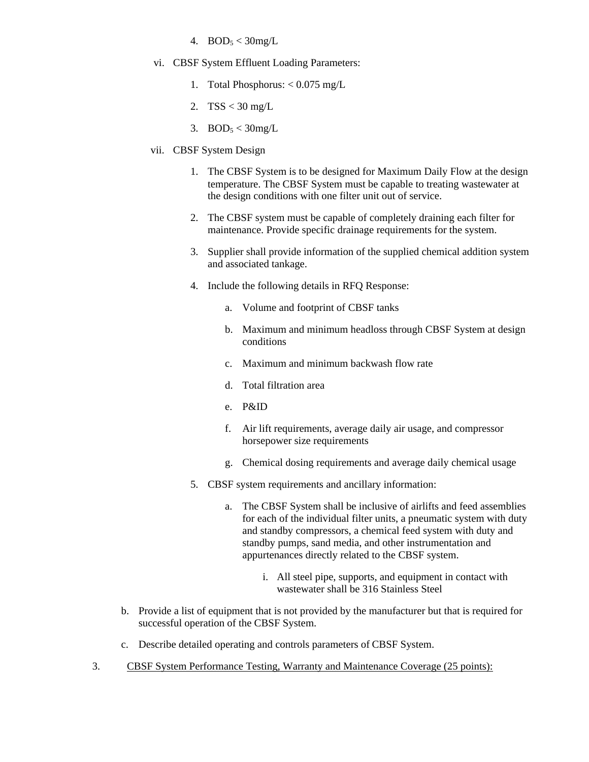4. $BOD_5$ < 30mg/L

vi. CBSF System Effluent Loading Parameters:

   1. Total Phosphorus: < 0.075 mg/L
   2. TSS < 30 mg/L
   3. $BOD_5$ < 30mg/L

vii. CBSF System Design

   1. The CBSF System is to be designed for Maximum Daily Flow at the design temperature. The CBSF System must be capable to treating wastewater at the design conditions with one filter unit out of service.
   2. The CBSF system must be capable of completely draining each filter for maintenance. Provide specific drainage requirements for the system.
   3. Supplier shall provide information of the supplied chemical addition system and associated tankage.
   4. Include the following details in RFQ Response:
      a. Volume and footprint of CBSF tanks
      b. Maximum and minimum headloss through CBSF System at design conditions
      c. Maximum and minimum backwash flow rate
      d. Total filtration area
      e. P&ID
      f. Air lift requirements, average daily air usage, and compressor horsepower size requirements
      g. Chemical dosing requirements and average daily chemical usage
   5. CBSF system requirements and ancillary information:
      a. The CBSF System shall be inclusive of airlifts and feed assemblies for each of the individual filter units, a pneumatic system with duty and standby compressors, a chemical feed system with duty and standby pumps, sand media, and other instrumentation and appurtenances directly related to the CBSF system.
         i. All steel pipe, supports, and equipment in contact with wastewater shall be 316 Stainless Steel

b. Provide a list of equipment that is not provided by the manufacturer but that is required for successful operation of the CBSF System.

c. Describe detailed operating and controls parameters of CBSF System.

3. <u>CBSF System Performance Testing, Warranty and Maintenance Coverage (25 points):</u>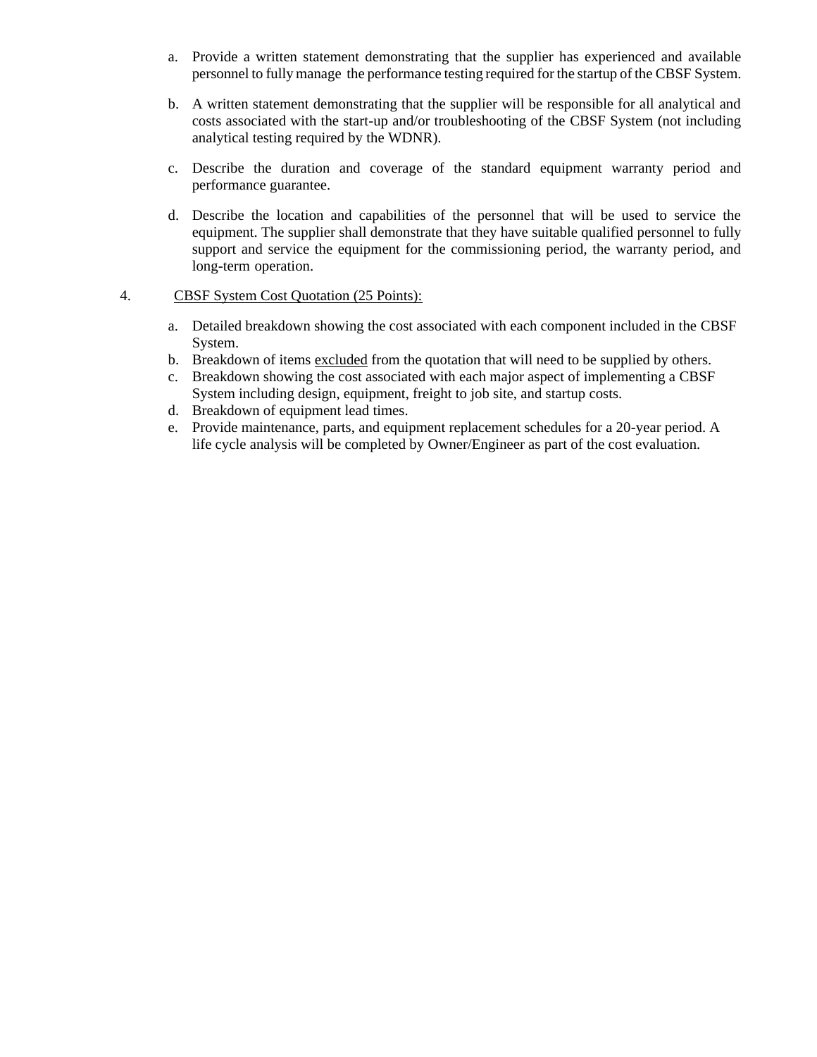a. Provide a written statement demonstrating that the supplier has experienced and available personnel to fully manage the performance testing required for the startup of the CBSF System.

b. A written statement demonstrating that the supplier will be responsible for all analytical and costs associated with the start-up and/or troubleshooting of the CBSF System (not including analytical testing required by the WDNR).

c. Describe the duration and coverage of the standard equipment warranty period and performance guarantee.

d. Describe the location and capabilities of the personnel that will be used to service the equipment. The supplier shall demonstrate that they have suitable qualified personnel to fully support and service the equipment for the commissioning period, the warranty period, and long-term operation.

4. <u>CBSF System Cost Quotation (25 Points):</u>

a. Detailed breakdown showing the cost associated with each component included in the CBSF System.
b. Breakdown of items <u>excluded</u> from the quotation that will need to be supplied by others.
c. Breakdown showing the cost associated with each major aspect of implementing a CBSF System including design, equipment, freight to job site, and startup costs.
d. Breakdown of equipment lead times.
e. Provide maintenance, parts, and equipment replacement schedules for a 20-year period. A life cycle analysis will be completed by Owner/Engineer as part of the cost evaluation.